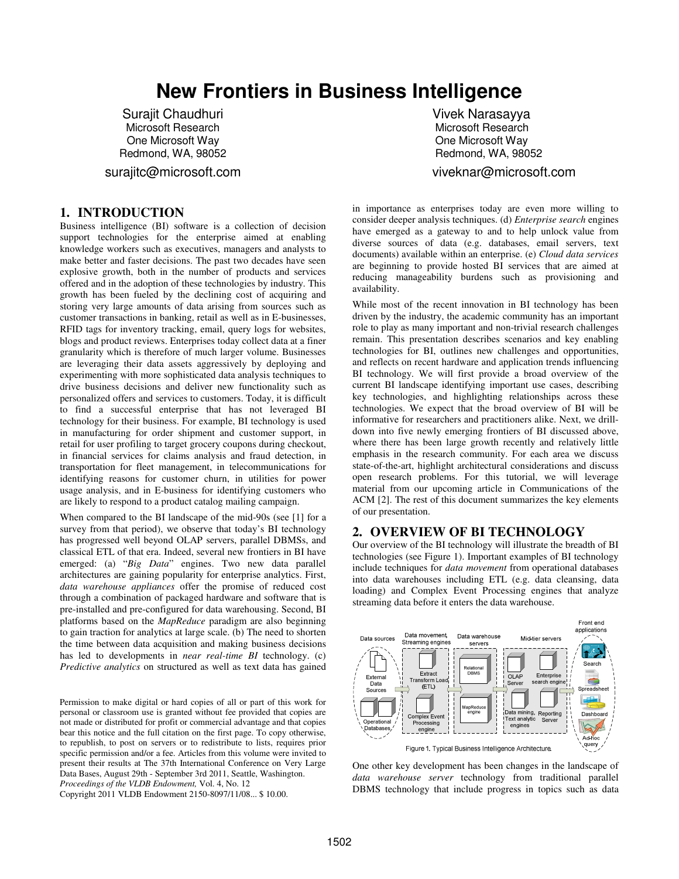# New Frontiers in Business Intelligence

Surajit Chaudhuri
Microsoft Research
One Microsoft Way
Redmond, WA, 98052
surajitc@microsoft.com

Vivek Narasayya
Microsoft Research
One Microsoft Way
Redmond, WA, 98052
viveknar@microsoft.com

## 1. INTRODUCTION

Business intelligence (BI) software is a collection of decision support technologies for the enterprise aimed at enabling knowledge workers such as executives, managers and analysts to make better and faster decisions. The past two decades have seen explosive growth, both in the number of products and services offered and in the adoption of these technologies by industry. This growth has been fueled by the declining cost of acquiring and storing very large amounts of data arising from sources such as customer transactions in banking, retail as well as in E-businesses, RFID tags for inventory tracking, email, query logs for websites, blogs and product reviews. Enterprises today collect data at a finer granularity which is therefore of much larger volume. Businesses are leveraging their data assets aggressively by deploying and experimenting with more sophisticated data analysis techniques to drive business decisions and deliver new functionality such as personalized offers and services to customers. Today, it is difficult to find a successful enterprise that has not leveraged BI technology for their business. For example, BI technology is used in manufacturing for order shipment and customer support, in retail for user profiling to target grocery coupons during checkout, in financial services for claims analysis and fraud detection, in transportation for fleet management, in telecommunications for identifying reasons for customer churn, in utilities for power usage analysis, and in E-business for identifying customers who are likely to respond to a product catalog mailing campaign.

When compared to the BI landscape of the mid-90s (see [1] for a survey from that period), we observe that today's BI technology has progressed well beyond OLAP servers, parallel DBMSs, and classical ETL of that era. Indeed, several new frontiers in BI have emerged: (a) "*Big Data*" engines. Two new data parallel architectures are gaining popularity for enterprise analytics. First, *data warehouse appliances* offer the promise of reduced cost through a combination of packaged hardware and software that is pre-installed and pre-configured for data warehousing. Second, BI platforms based on the *MapReduce* paradigm are also beginning to gain traction for analytics at large scale. (b) The need to shorten the time between data acquisition and making business decisions has led to developments in *near real-time BI* technology. (c) *Predictive analytics* on structured as well as text data has gained in importance as enterprises today are even more willing to consider deeper analysis techniques. (d) *Enterprise search* engines have emerged as a gateway to and to help unlock value from diverse sources of data (e.g. databases, email servers, text documents) available within an enterprise. (e) *Cloud data services* are beginning to provide hosted BI services that are aimed at reducing manageability burdens such as provisioning and availability.

While most of the recent innovation in BI technology has been driven by the industry, the academic community has an important role to play as many important and non-trivial research challenges remain. This presentation describes scenarios and key enabling technologies for BI, outlines new challenges and opportunities, and reflects on recent hardware and application trends influencing BI technology. We will first provide a broad overview of the current BI landscape identifying important use cases, describing key technologies, and highlighting relationships across these technologies. We expect that the broad overview of BI will be informative for researchers and practitioners alike. Next, we drill-down into five newly emerging frontiers of BI discussed above, where there has been large growth recently and relatively little emphasis in the research community. For each area we discuss state-of-the-art, highlight architectural considerations and discuss open research problems. For this tutorial, we will leverage material from our upcoming article in Communications of the ACM [2]. The rest of this document summarizes the key elements of our presentation.

Permission to make digital or hard copies of all or part of this work for personal or classroom use is granted without fee provided that copies are not made or distributed for profit or commercial advantage and that copies bear this notice and the full citation on the first page. To copy otherwise, to republish, to post on servers or to redistribute to lists, requires prior specific permission and/or a fee. Articles from this volume were invited to present their results at The 37th International Conference on Very Large Data Bases, August 29th - September 3rd 2011, Seattle, Washington.
*Proceedings of the VLDB Endowment,* Vol. 4, No. 12
Copyright 2011 VLDB Endowment 2150-8097/11/08... $ 10.00.

## 2. OVERVIEW OF BI TECHNOLOGY

Our overview of the BI technology will illustrate the breadth of BI technologies (see Figure 1). Important examples of BI technology include techniques for *data movement* from operational databases into data warehouses including ETL (e.g. data cleansing, data loading) and Complex Event Processing engines that analyze streaming data before it enters the data warehouse.

Figure 1. Typical Business Intelligence Architecture.

One other key development has been changes in the landscape of *data warehouse server* technology from traditional parallel DBMS technology that include progress in topics such as data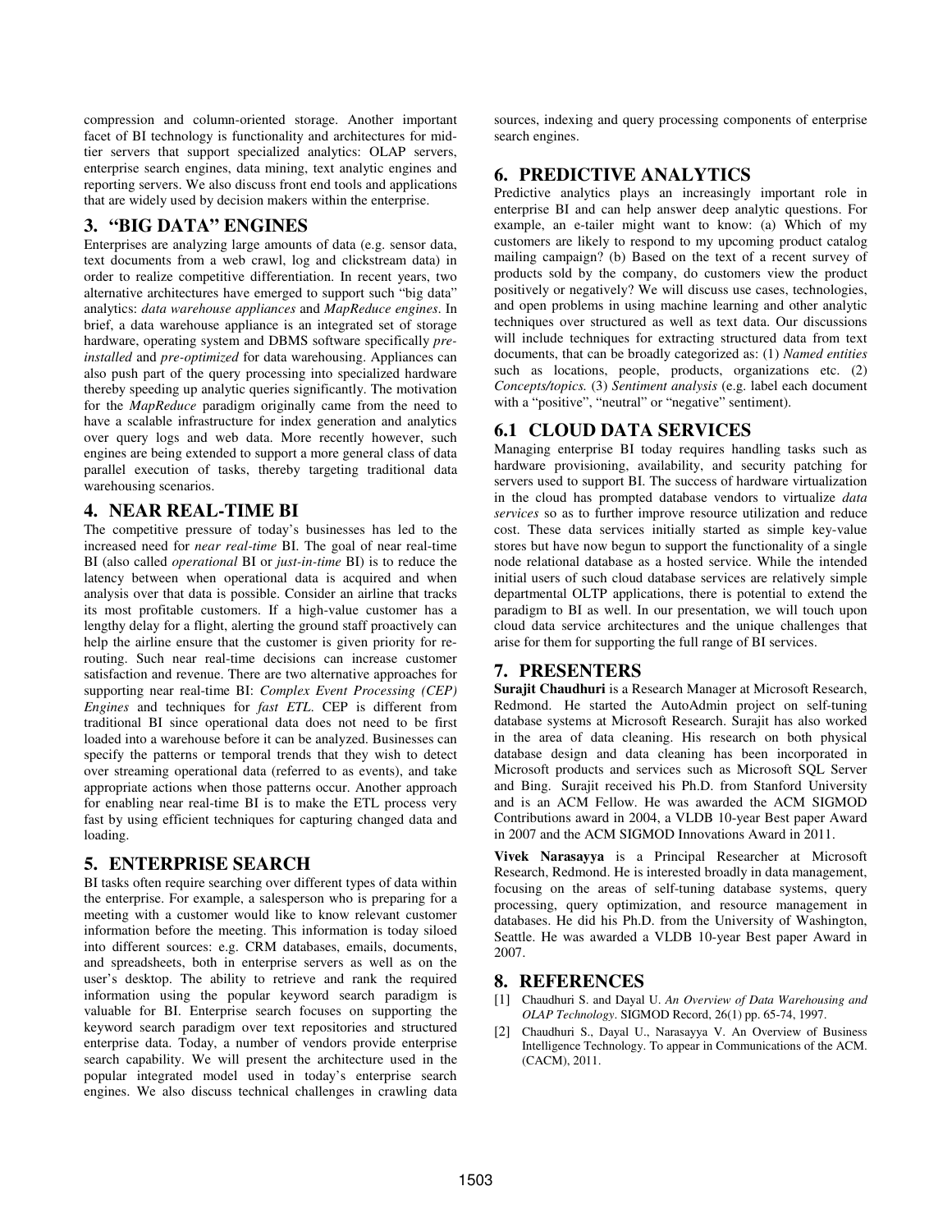compression and column-oriented storage. Another important facet of BI technology is functionality and architectures for mid-tier servers that support specialized analytics: OLAP servers, enterprise search engines, data mining, text analytic engines and reporting servers. We also discuss front end tools and applications that are widely used by decision makers within the enterprise.

## 3. "BIG DATA" ENGINES

Enterprises are analyzing large amounts of data (e.g. sensor data, text documents from a web crawl, log and clickstream data) in order to realize competitive differentiation. In recent years, two alternative architectures have emerged to support such "big data" analytics: *data warehouse appliances* and *MapReduce engines*. In brief, a data warehouse appliance is an integrated set of storage hardware, operating system and DBMS software specifically *pre-installed* and *pre-optimized* for data warehousing. Appliances can also push part of the query processing into specialized hardware thereby speeding up analytic queries significantly. The motivation for the *MapReduce* paradigm originally came from the need to have a scalable infrastructure for index generation and analytics over query logs and web data. More recently however, such engines are being extended to support a more general class of data parallel execution of tasks, thereby targeting traditional data warehousing scenarios.

## 4. NEAR REAL-TIME BI

The competitive pressure of today's businesses has led to the increased need for *near real-time* BI. The goal of near real-time BI (also called *operational* BI or *just-in-time* BI) is to reduce the latency between when operational data is acquired and when analysis over that data is possible. Consider an airline that tracks its most profitable customers. If a high-value customer has a lengthy delay for a flight, alerting the ground staff proactively can help the airline ensure that the customer is given priority for re-routing. Such near real-time decisions can increase customer satisfaction and revenue. There are two alternative approaches for supporting near real-time BI: *Complex Event Processing (CEP) Engines* and techniques for *fast ETL*. CEP is different from traditional BI since operational data does not need to be first loaded into a warehouse before it can be analyzed. Businesses can specify the patterns or temporal trends that they wish to detect over streaming operational data (referred to as events), and take appropriate actions when those patterns occur. Another approach for enabling near real-time BI is to make the ETL process very fast by using efficient techniques for capturing changed data and loading.

## 5. ENTERPRISE SEARCH

BI tasks often require searching over different types of data within the enterprise. For example, a salesperson who is preparing for a meeting with a customer would like to know relevant customer information before the meeting. This information is today siloed into different sources: e.g. CRM databases, emails, documents, and spreadsheets, both in enterprise servers as well as on the user's desktop. The ability to retrieve and rank the required information using the popular keyword search paradigm is valuable for BI. Enterprise search focuses on supporting the keyword search paradigm over text repositories and structured enterprise data. Today, a number of vendors provide enterprise search capability. We will present the architecture used in the popular integrated model used in today's enterprise search engines. We also discuss technical challenges in crawling data sources, indexing and query processing components of enterprise search engines.

## 6. PREDICTIVE ANALYTICS

Predictive analytics plays an increasingly important role in enterprise BI and can help answer deep analytic questions. For example, an e-tailer might want to know: (a) Which of my customers are likely to respond to my upcoming product catalog mailing campaign? (b) Based on the text of a recent survey of products sold by the company, do customers view the product positively or negatively? We will discuss use cases, technologies, and open problems in using machine learning and other analytic techniques over structured as well as text data. Our discussions will include techniques for extracting structured data from text documents, that can be broadly categorized as: (1) *Named entities* such as locations, people, products, organizations etc. (2) *Concepts/topics.* (3) *Sentiment analysis* (e.g. label each document with a "positive", "neutral" or "negative" sentiment).

## 6.1 CLOUD DATA SERVICES

Managing enterprise BI today requires handling tasks such as hardware provisioning, availability, and security patching for servers used to support BI. The success of hardware virtualization in the cloud has prompted database vendors to virtualize *data services* so as to further improve resource utilization and reduce cost. These data services initially started as simple key-value stores but have now begun to support the functionality of a single node relational database as a hosted service. While the intended initial users of such cloud database services are relatively simple departmental OLTP applications, there is potential to extend the paradigm to BI as well. In our presentation, we will touch upon cloud data service architectures and the unique challenges that arise for them for supporting the full range of BI services.

## 7. PRESENTERS

**Surajit Chaudhuri** is a Research Manager at Microsoft Research, Redmond. He started the AutoAdmin project on self-tuning database systems at Microsoft Research. Surajit has also worked in the area of data cleaning. His research on both physical database design and data cleaning has been incorporated in Microsoft products and services such as Microsoft SQL Server and Bing. Surajit received his Ph.D. from Stanford University and is an ACM Fellow. He was awarded the ACM SIGMOD Contributions award in 2004, a VLDB 10-year Best paper Award in 2007 and the ACM SIGMOD Innovations Award in 2011.

**Vivek Narasayya** is a Principal Researcher at Microsoft Research, Redmond. He is interested broadly in data management, focusing on the areas of self-tuning database systems, query processing, query optimization, and resource management in databases. He did his Ph.D. from the University of Washington, Seattle. He was awarded a VLDB 10-year Best paper Award in 2007.

## 8. REFERENCES

[1] Chaudhuri S. and Dayal U. *An Overview of Data Warehousing and OLAP Technology*. SIGMOD Record, 26(1) pp. 65-74, 1997.

[2] Chaudhuri S., Dayal U., Narasayya V. An Overview of Business Intelligence Technology. To appear in Communications of the ACM. (CACM), 2011.